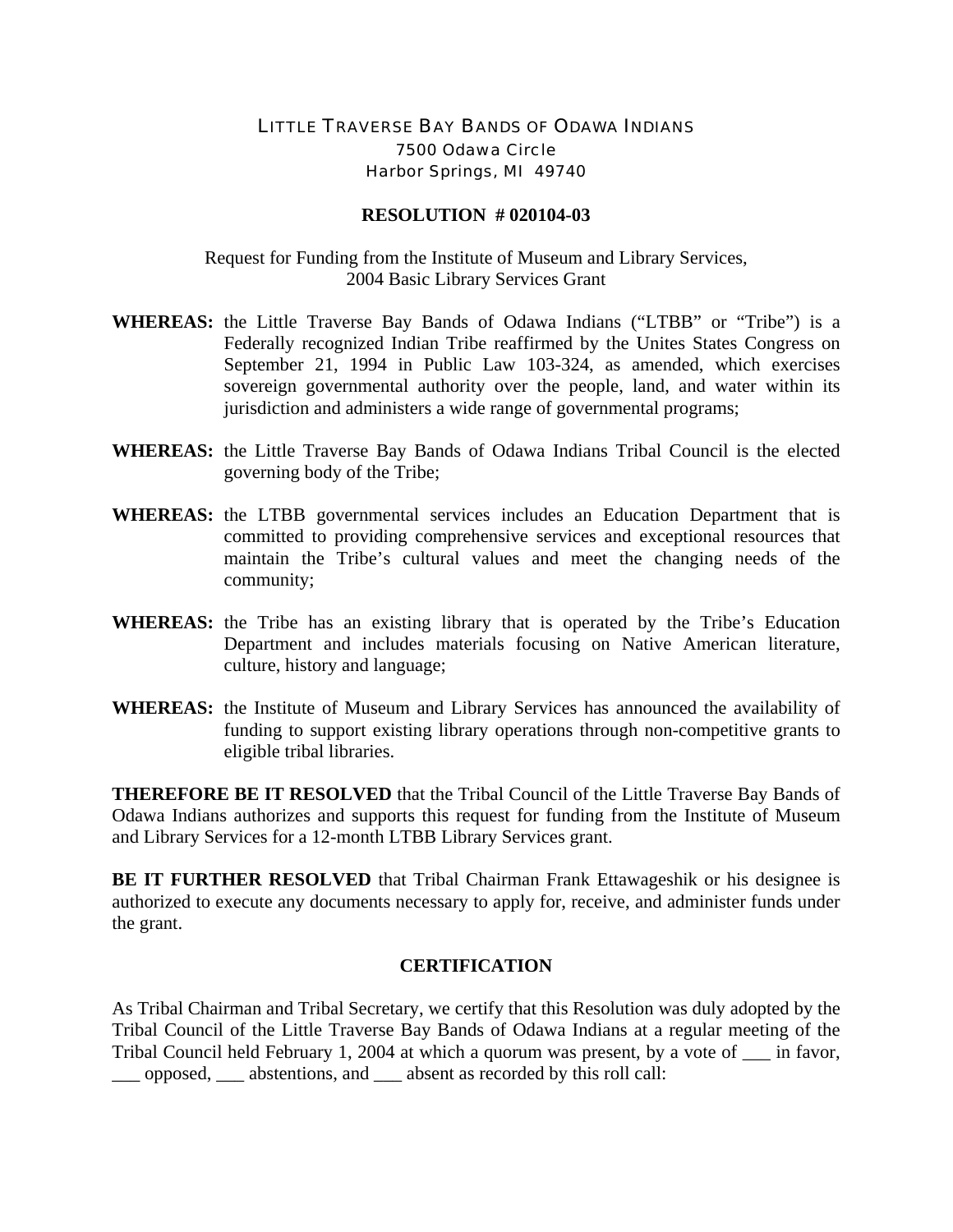LITTLE TRAVERSE BAY BANDS OF ODAWA INDIANS
7500 Odawa Circle
Harbor Springs, MI 49740

**RESOLUTION # 020104-03**

Request for Funding from the Institute of Museum and Library Services,
2004 Basic Library Services Grant

**WHEREAS:** the Little Traverse Bay Bands of Odawa Indians ("LTBB" or "Tribe") is a Federally recognized Indian Tribe reaffirmed by the Unites States Congress on September 21, 1994 in Public Law 103-324, as amended, which exercises sovereign governmental authority over the people, land, and water within its jurisdiction and administers a wide range of governmental programs;

**WHEREAS:** the Little Traverse Bay Bands of Odawa Indians Tribal Council is the elected governing body of the Tribe;

**WHEREAS:** the LTBB governmental services includes an Education Department that is committed to providing comprehensive services and exceptional resources that maintain the Tribe's cultural values and meet the changing needs of the community;

**WHEREAS:** the Tribe has an existing library that is operated by the Tribe's Education Department and includes materials focusing on Native American literature, culture, history and language;

**WHEREAS:** the Institute of Museum and Library Services has announced the availability of funding to support existing library operations through non-competitive grants to eligible tribal libraries.

**THEREFORE BE IT RESOLVED** that the Tribal Council of the Little Traverse Bay Bands of Odawa Indians authorizes and supports this request for funding from the Institute of Museum and Library Services for a 12-month LTBB Library Services grant.

**BE IT FURTHER RESOLVED** that Tribal Chairman Frank Ettawageshik or his designee is authorized to execute any documents necessary to apply for, receive, and administer funds under the grant.

## CERTIFICATION

As Tribal Chairman and Tribal Secretary, we certify that this Resolution was duly adopted by the Tribal Council of the Little Traverse Bay Bands of Odawa Indians at a regular meeting of the Tribal Council held February 1, 2004 at which a quorum was present, by a vote of ___ in favor, ___ opposed, ___ abstentions, and ___ absent as recorded by this roll call: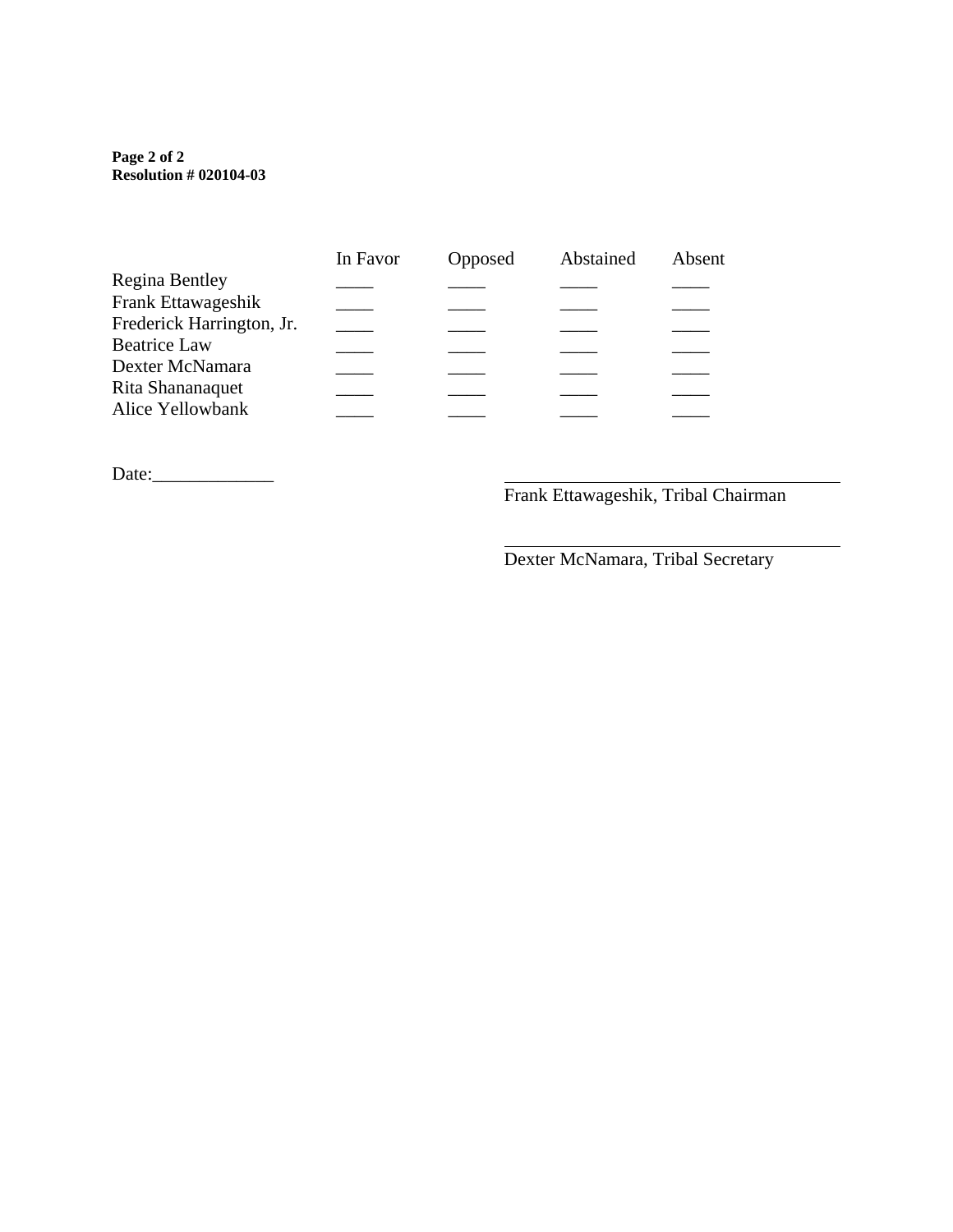**Resolution # 020104-03**

| | In Favor | Opposed | Abstained | Absent |
|---|---|---|---|---|
| Regina Bentley | ____ | ____ | ____ | ____ |
| Frank Ettawageshik | ____ | ____ | ____ | ____ |
| Frederick Harrington, Jr. | ____ | ____ | ____ | ____ |
| Beatrice Law | ____ | ____ | ____ | ____ |
| Dexter McNamara | ____ | ____ | ____ | ____ |
| Rita Shananaquet | ____ | ____ | ____ | ____ |
| Alice Yellowbank | ____ | ____ | ____ | ____ |

Date:_____________

______________________________
Frank Ettawageshik, Tribal Chairman

______________________________
Dexter McNamara, Tribal Secretary